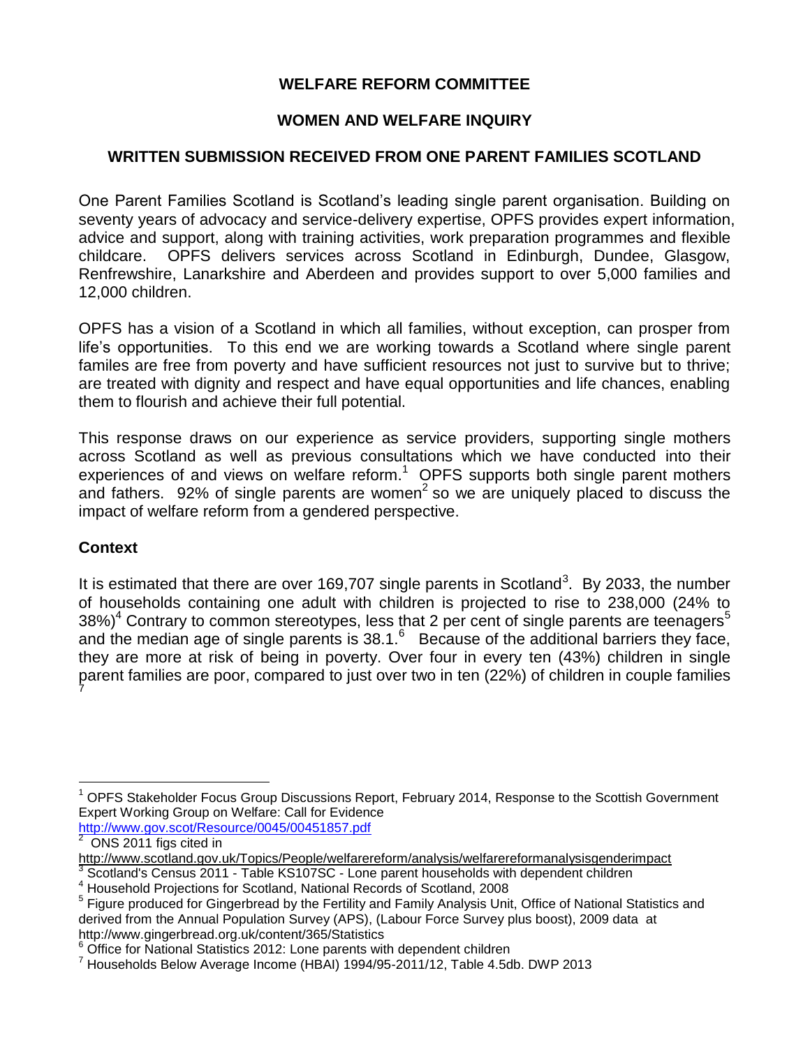# WELFARE REFORM COMMITTEE

## WOMEN AND WELFARE INQUIRY

## WRITTEN SUBMISSION RECEIVED FROM ONE PARENT FAMILIES SCOTLAND

One Parent Families Scotland is Scotland's leading single parent organisation. Building on seventy years of advocacy and service-delivery expertise, OPFS provides expert information, advice and support, along with training activities, work preparation programmes and flexible childcare. OPFS delivers services across Scotland in Edinburgh, Dundee, Glasgow, Renfrewshire, Lanarkshire and Aberdeen and provides support to over 5,000 families and 12,000 children.

OPFS has a vision of a Scotland in which all families, without exception, can prosper from life's opportunities. To this end we are working towards a Scotland where single parent familes are free from poverty and have sufficient resources not just to survive but to thrive; are treated with dignity and respect and have equal opportunities and life chances, enabling them to flourish and achieve their full potential.

This response draws on our experience as service providers, supporting single mothers across Scotland as well as previous consultations which we have conducted into their experiences of and views on welfare reform.[1] OPFS supports both single parent mothers and fathers. 92% of single parents are women[2] so we are uniquely placed to discuss the impact of welfare reform from a gendered perspective.

**Context**

It is estimated that there are over 169,707 single parents in Scotland[3]. By 2033, the number of households containing one adult with children is projected to rise to 238,000 (24% to 38%)[4] Contrary to common stereotypes, less that 2 per cent of single parents are teenagers[5] and the median age of single parents is 38.1.[6] Because of the additional barriers they face, they are more at risk of being in poverty. Over four in every ten (43%) children in single parent families are poor, compared to just over two in ten (22%) of children in couple families [7]

---

[1] OPFS Stakeholder Focus Group Discussions Report, February 2014, Response to the Scottish Government Expert Working Group on Welfare: Call for Evidence http://www.gov.scot/Resource/0045/00451857.pdf

[2] ONS 2011 figs cited in http://www.scotland.gov.uk/Topics/People/welfarereform/analysis/welfarereformanalysisgenderimpact

[3] Scotland's Census 2011 - Table KS107SC - Lone parent households with dependent children

[4] Household Projections for Scotland, National Records of Scotland, 2008

[5] Figure produced for Gingerbread by the Fertility and Family Analysis Unit, Office of National Statistics and derived from the Annual Population Survey (APS), (Labour Force Survey plus boost), 2009 data at http://www.gingerbread.org.uk/content/365/Statistics

[6] Office for National Statistics 2012: Lone parents with dependent children

[7] Households Below Average Income (HBAI) 1994/95-2011/12, Table 4.5db. DWP 2013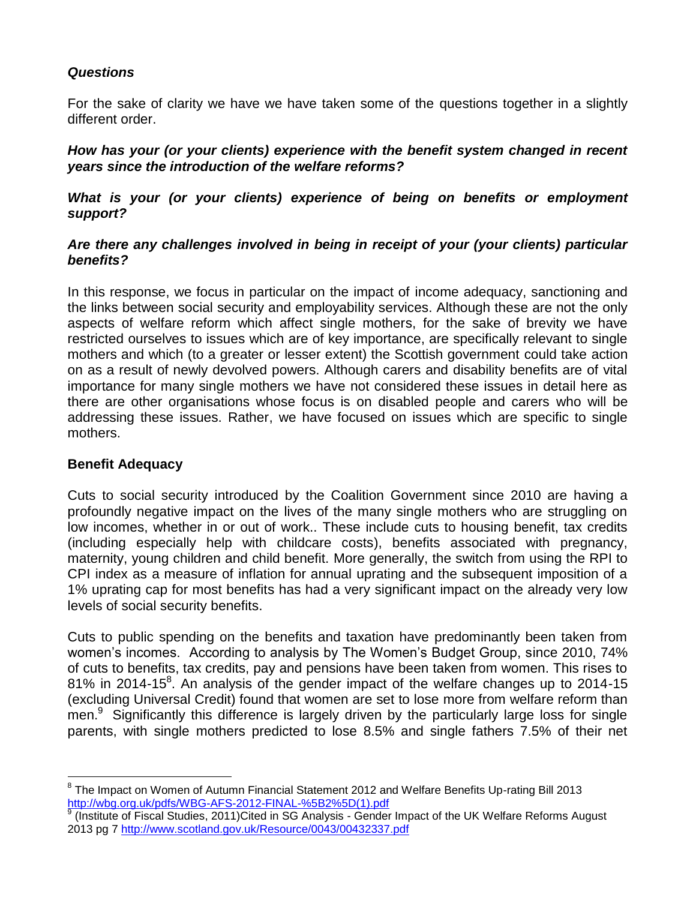### *Questions*

For the sake of clarity we have we have taken some of the questions together in a slightly different order.

***How has your (or your clients) experience with the benefit system changed in recent years since the introduction of the welfare reforms?***

***What is your (or your clients) experience of being on benefits or employment support?***

***Are there any challenges involved in being in receipt of your (your clients) particular benefits?***

In this response, we focus in particular on the impact of income adequacy, sanctioning and the links between social security and employability services. Although these are not the only aspects of welfare reform which affect single mothers, for the sake of brevity we have restricted ourselves to issues which are of key importance, are specifically relevant to single mothers and which (to a greater or lesser extent) the Scottish government could take action on as a result of newly devolved powers. Although carers and disability benefits are of vital importance for many single mothers we have not considered these issues in detail here as there are other organisations whose focus is on disabled people and carers who will be addressing these issues. Rather, we have focused on issues which are specific to single mothers.

### **Benefit Adequacy**

Cuts to social security introduced by the Coalition Government since 2010 are having a profoundly negative impact on the lives of the many single mothers who are struggling on low incomes, whether in or out of work.. These include cuts to housing benefit, tax credits (including especially help with childcare costs), benefits associated with pregnancy, maternity, young children and child benefit. More generally, the switch from using the RPI to CPI index as a measure of inflation for annual uprating and the subsequent imposition of a 1% uprating cap for most benefits has had a very significant impact on the already very low levels of social security benefits.

Cuts to public spending on the benefits and taxation have predominantly been taken from women's incomes. According to analysis by The Women's Budget Group, since 2010, 74% of cuts to benefits, tax credits, pay and pensions have been taken from women. This rises to 81% in 2014-15[8]. An analysis of the gender impact of the welfare changes up to 2014-15 (excluding Universal Credit) found that women are set to lose more from welfare reform than men.[9] Significantly this difference is largely driven by the particularly large loss for single parents, with single mothers predicted to lose 8.5% and single fathers 7.5% of their net

---

[8] The Impact on Women of Autumn Financial Statement 2012 and Welfare Benefits Up-rating Bill 2013 http://wbg.org.uk/pdfs/WBG-AFS-2012-FINAL-%5B2%5D(1).pdf

[9] (Institute of Fiscal Studies, 2011)Cited in SG Analysis - Gender Impact of the UK Welfare Reforms August 2013 pg 7 http://www.scotland.gov.uk/Resource/0043/00432337.pdf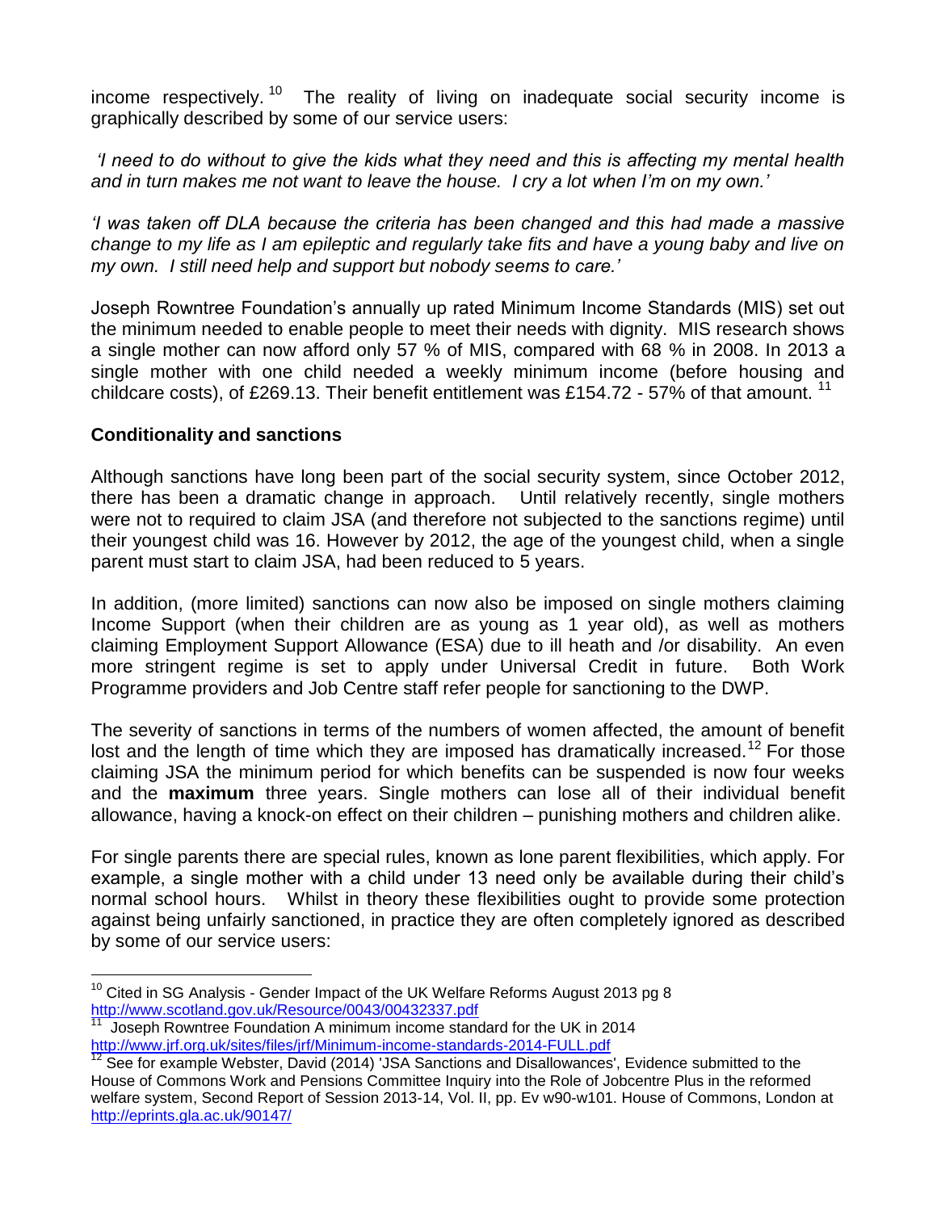income respectively.[10] The reality of living on inadequate social security income is graphically described by some of our service users:

*'I need to do without to give the kids what they need and this is affecting my mental health and in turn makes me not want to leave the house. I cry a lot when I'm on my own.'*

*'I was taken off DLA because the criteria has been changed and this had made a massive change to my life as I am epileptic and regularly take fits and have a young baby and live on my own. I still need help and support but nobody seems to care.'*

Joseph Rowntree Foundation's annually up rated Minimum Income Standards (MIS) set out the minimum needed to enable people to meet their needs with dignity. MIS research shows a single mother can now afford only 57 % of MIS, compared with 68 % in 2008. In 2013 a single mother with one child needed a weekly minimum income (before housing and childcare costs), of £269.13. Their benefit entitlement was £154.72 - 57% of that amount.[11]

**Conditionality and sanctions**

Although sanctions have long been part of the social security system, since October 2012, there has been a dramatic change in approach. Until relatively recently, single mothers were not to required to claim JSA (and therefore not subjected to the sanctions regime) until their youngest child was 16. However by 2012, the age of the youngest child, when a single parent must start to claim JSA, had been reduced to 5 years.

In addition, (more limited) sanctions can now also be imposed on single mothers claiming Income Support (when their children are as young as 1 year old), as well as mothers claiming Employment Support Allowance (ESA) due to ill heath and /or disability. An even more stringent regime is set to apply under Universal Credit in future. Both Work Programme providers and Job Centre staff refer people for sanctioning to the DWP.

The severity of sanctions in terms of the numbers of women affected, the amount of benefit lost and the length of time which they are imposed has dramatically increased.[12] For those claiming JSA the minimum period for which benefits can be suspended is now four weeks and the **maximum** three years. Single mothers can lose all of their individual benefit allowance, having a knock-on effect on their children – punishing mothers and children alike.

For single parents there are special rules, known as lone parent flexibilities, which apply. For example, a single mother with a child under 13 need only be available during their child's normal school hours. Whilst in theory these flexibilities ought to provide some protection against being unfairly sanctioned, in practice they are often completely ignored as described by some of our service users:

---

[10] Cited in SG Analysis - Gender Impact of the UK Welfare Reforms August 2013 pg 8 http://www.scotland.gov.uk/Resource/0043/00432337.pdf

[11] Joseph Rowntree Foundation A minimum income standard for the UK in 2014 http://www.jrf.org.uk/sites/files/jrf/Minimum-income-standards-2014-FULL.pdf

[12] See for example Webster, David (2014) 'JSA Sanctions and Disallowances', Evidence submitted to the House of Commons Work and Pensions Committee Inquiry into the Role of Jobcentre Plus in the reformed welfare system, Second Report of Session 2013-14, Vol. II, pp. Ev w90-w101. House of Commons, London at http://eprints.gla.ac.uk/90147/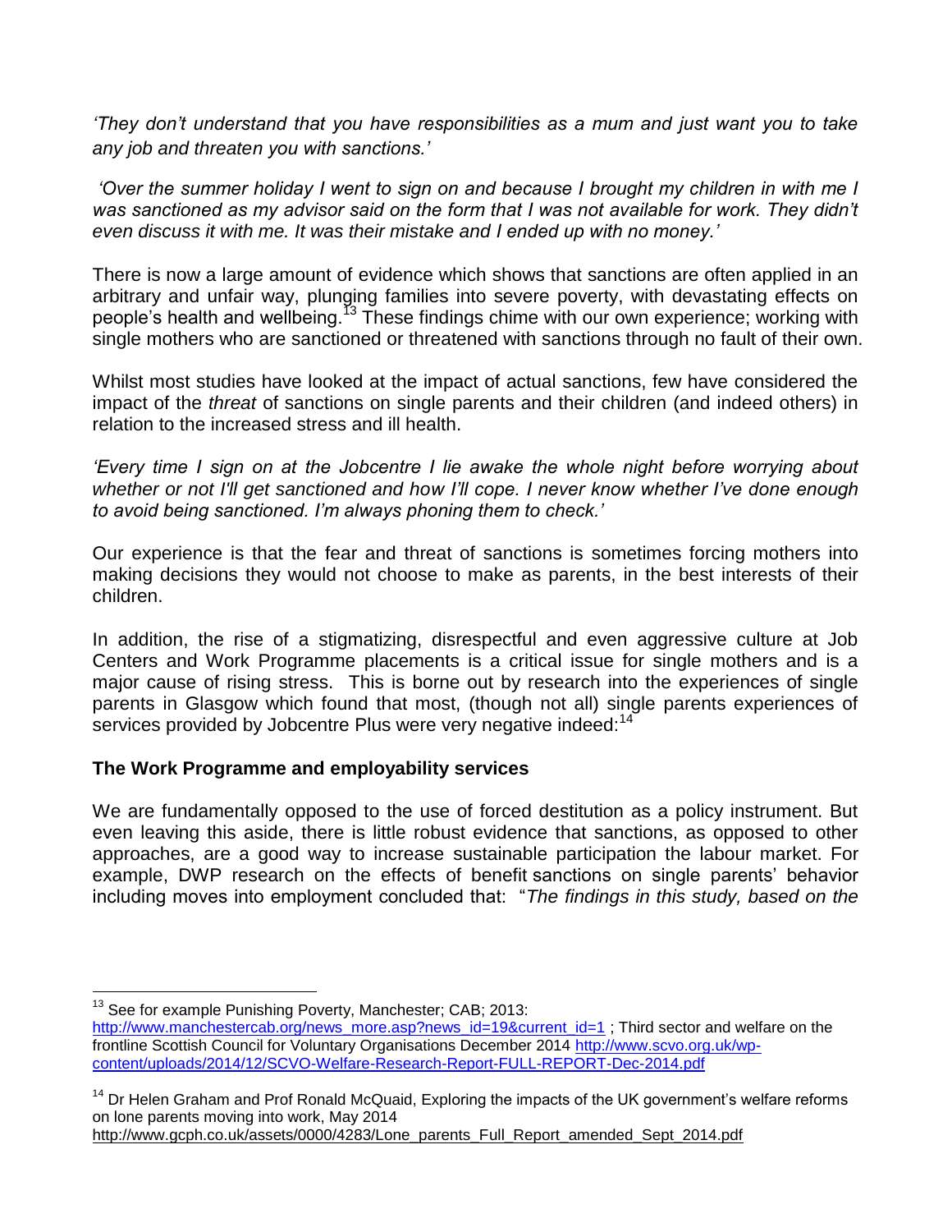*'They don't understand that you have responsibilities as a mum and just want you to take any job and threaten you with sanctions.'*

*'Over the summer holiday I went to sign on and because I brought my children in with me I was sanctioned as my advisor said on the form that I was not available for work. They didn't even discuss it with me. It was their mistake and I ended up with no money.'*

There is now a large amount of evidence which shows that sanctions are often applied in an arbitrary and unfair way, plunging families into severe poverty, with devastating effects on people's health and wellbeing.[13] These findings chime with our own experience; working with single mothers who are sanctioned or threatened with sanctions through no fault of their own.

Whilst most studies have looked at the impact of actual sanctions, few have considered the impact of the *threat* of sanctions on single parents and their children (and indeed others) in relation to the increased stress and ill health.

*'Every time I sign on at the Jobcentre I lie awake the whole night before worrying about whether or not I'll get sanctioned and how I'll cope. I never know whether I've done enough to avoid being sanctioned. I'm always phoning them to check.'*

Our experience is that the fear and threat of sanctions is sometimes forcing mothers into making decisions they would not choose to make as parents, in the best interests of their children.

In addition, the rise of a stigmatizing, disrespectful and even aggressive culture at Job Centers and Work Programme placements is a critical issue for single mothers and is a major cause of rising stress. This is borne out by research into the experiences of single parents in Glasgow which found that most, (though not all) single parents experiences of services provided by Jobcentre Plus were very negative indeed:[14]

**The Work Programme and employability services**

We are fundamentally opposed to the use of forced destitution as a policy instrument. But even leaving this aside, there is little robust evidence that sanctions, as opposed to other approaches, are a good way to increase sustainable participation the labour market. For example, DWP research on the effects of benefit sanctions on single parents' behavior including moves into employment concluded that: "*The findings in this study, based on the*

---

[13] See for example Punishing Poverty, Manchester; CAB; 2013: http://www.manchestercab.org/news_more.asp?news_id=19&current_id=1 ; Third sector and welfare on the frontline Scottish Council for Voluntary Organisations December 2014 http://www.scvo.org.uk/wp-content/uploads/2014/12/SCVO-Welfare-Research-Report-FULL-REPORT-Dec-2014.pdf

[14] Dr Helen Graham and Prof Ronald McQuaid, Exploring the impacts of the UK government's welfare reforms on lone parents moving into work, May 2014 http://www.gcph.co.uk/assets/0000/4283/Lone_parents_Full_Report_amended_Sept_2014.pdf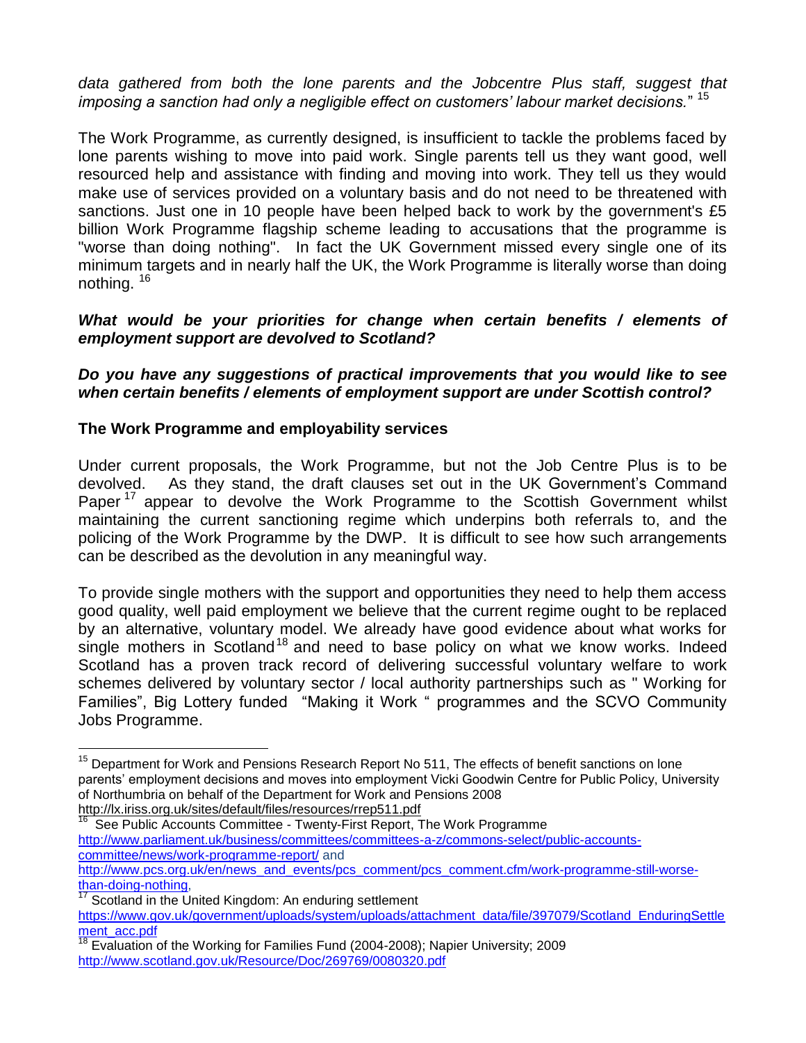*data gathered from both the lone parents and the Jobcentre Plus staff, suggest that imposing a sanction had only a negligible effect on customers' labour market decisions.*" [15]

The Work Programme, as currently designed, is insufficient to tackle the problems faced by lone parents wishing to move into paid work. Single parents tell us they want good, well resourced help and assistance with finding and moving into work. They tell us they would make use of services provided on a voluntary basis and do not need to be threatened with sanctions. Just one in 10 people have been helped back to work by the government's £5 billion Work Programme flagship scheme leading to accusations that the programme is "worse than doing nothing". In fact the UK Government missed every single one of its minimum targets and in nearly half the UK, the Work Programme is literally worse than doing nothing. [16]

***What would be your priorities for change when certain benefits / elements of employment support are devolved to Scotland?***

***Do you have any suggestions of practical improvements that you would like to see when certain benefits / elements of employment support are under Scottish control?***

**The Work Programme and employability services**

Under current proposals, the Work Programme, but not the Job Centre Plus is to be devolved. As they stand, the draft clauses set out in the UK Government's Command Paper [17] appear to devolve the Work Programme to the Scottish Government whilst maintaining the current sanctioning regime which underpins both referrals to, and the policing of the Work Programme by the DWP. It is difficult to see how such arrangements can be described as the devolution in any meaningful way.

To provide single mothers with the support and opportunities they need to help them access good quality, well paid employment we believe that the current regime ought to be replaced by an alternative, voluntary model. We already have good evidence about what works for single mothers in Scotland [18] and need to base policy on what we know works. Indeed Scotland has a proven track record of delivering successful voluntary welfare to work schemes delivered by voluntary sector / local authority partnerships such as " Working for Families", Big Lottery funded "Making it Work " programmes and the SCVO Community Jobs Programme.

---

[15] Department for Work and Pensions Research Report No 511, The effects of benefit sanctions on lone parents' employment decisions and moves into employment Vicki Goodwin Centre for Public Policy, University of Northumbria on behalf of the Department for Work and Pensions 2008 http://lx.iriss.org.uk/sites/default/files/resources/rrep511.pdf

[16] See Public Accounts Committee - Twenty-First Report, The Work Programme http://www.parliament.uk/business/committees/committees-a-z/commons-select/public-accounts-committee/news/work-programme-report/ and http://www.pcs.org.uk/en/news_and_events/pcs_comment/pcs_comment.cfm/work-programme-still-worse-than-doing-nothing,

[17] Scotland in the United Kingdom: An enduring settlement https://www.gov.uk/government/uploads/system/uploads/attachment_data/file/397079/Scotland_EnduringSettlement_acc.pdf

[18] Evaluation of the Working for Families Fund (2004-2008); Napier University; 2009 http://www.scotland.gov.uk/Resource/Doc/269769/0080320.pdf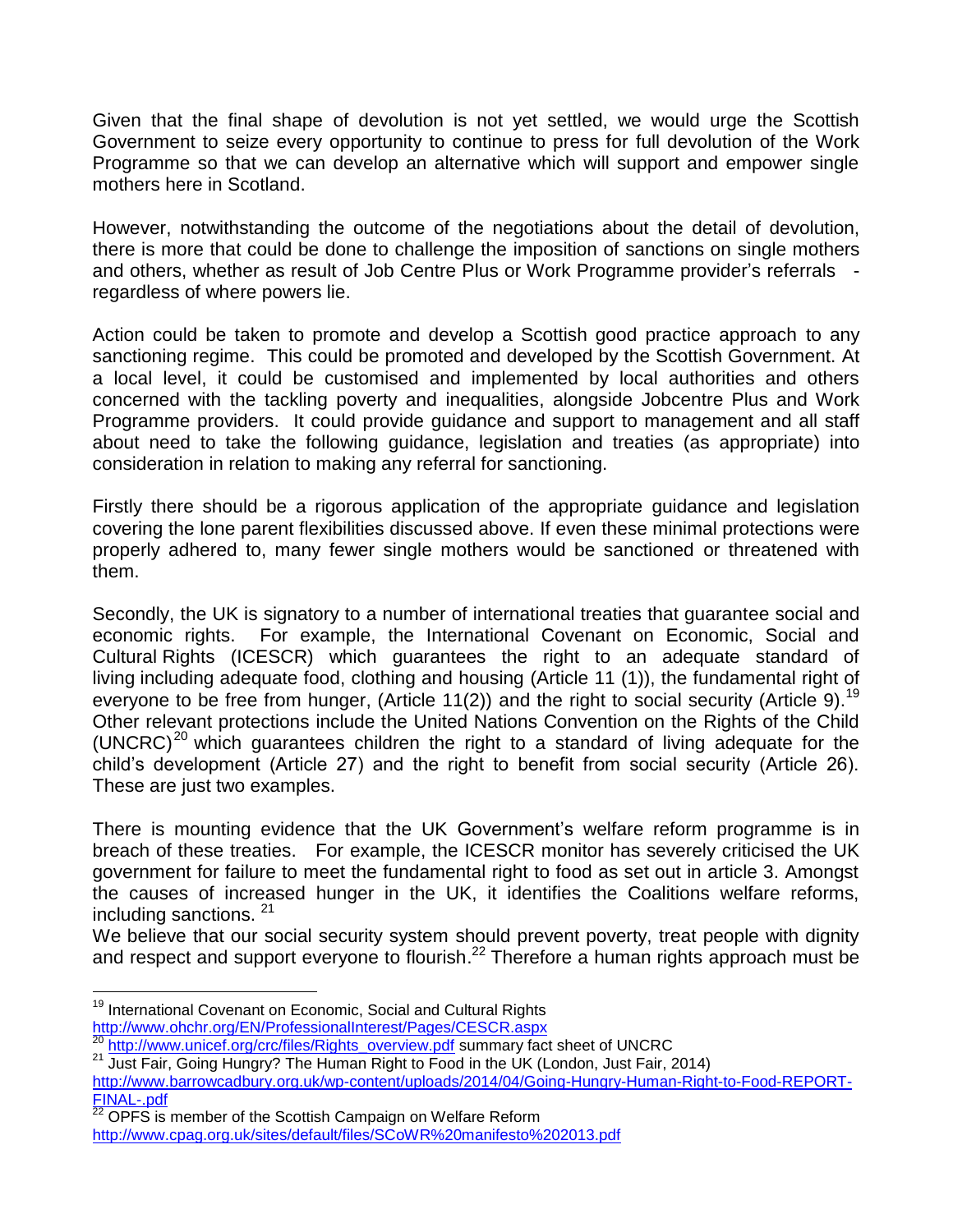Given that the final shape of devolution is not yet settled, we would urge the Scottish Government to seize every opportunity to continue to press for full devolution of the Work Programme so that we can develop an alternative which will support and empower single mothers here in Scotland.

However, notwithstanding the outcome of the negotiations about the detail of devolution, there is more that could be done to challenge the imposition of sanctions on single mothers and others, whether as result of Job Centre Plus or Work Programme provider's referrals - regardless of where powers lie.

Action could be taken to promote and develop a Scottish good practice approach to any sanctioning regime. This could be promoted and developed by the Scottish Government. At a local level, it could be customised and implemented by local authorities and others concerned with the tackling poverty and inequalities, alongside Jobcentre Plus and Work Programme providers. It could provide guidance and support to management and all staff about need to take the following guidance, legislation and treaties (as appropriate) into consideration in relation to making any referral for sanctioning.

Firstly there should be a rigorous application of the appropriate guidance and legislation covering the lone parent flexibilities discussed above. If even these minimal protections were properly adhered to, many fewer single mothers would be sanctioned or threatened with them.

Secondly, the UK is signatory to a number of international treaties that guarantee social and economic rights. For example, the International Covenant on Economic, Social and Cultural Rights (ICESCR) which guarantees the right to an adequate standard of living including adequate food, clothing and housing (Article 11 (1)), the fundamental right of everyone to be free from hunger, (Article 11(2)) and the right to social security (Article 9).[19] Other relevant protections include the United Nations Convention on the Rights of the Child (UNCRC)[20] which guarantees children the right to a standard of living adequate for the child's development (Article 27) and the right to benefit from social security (Article 26). These are just two examples.

There is mounting evidence that the UK Government's welfare reform programme is in breach of these treaties. For example, the ICESCR monitor has severely criticised the UK government for failure to meet the fundamental right to food as set out in article 3. Amongst the causes of increased hunger in the UK, it identifies the Coalitions welfare reforms, including sanctions. [21]

We believe that our social security system should prevent poverty, treat people with dignity and respect and support everyone to flourish.[22] Therefore a human rights approach must be

---

[19] International Covenant on Economic, Social and Cultural Rights http://www.ohchr.org/EN/ProfessionalInterest/Pages/CESCR.aspx

[20] http://www.unicef.org/crc/files/Rights_overview.pdf summary fact sheet of UNCRC

[21] Just Fair, Going Hungry? The Human Right to Food in the UK (London, Just Fair, 2014) http://www.barrowcadbury.org.uk/wp-content/uploads/2014/04/Going-Hungry-Human-Right-to-Food-REPORT-FINAL-.pdf

[22] OPFS is member of the Scottish Campaign on Welfare Reform http://www.cpag.org.uk/sites/default/files/SCoWR%20manifesto%202013.pdf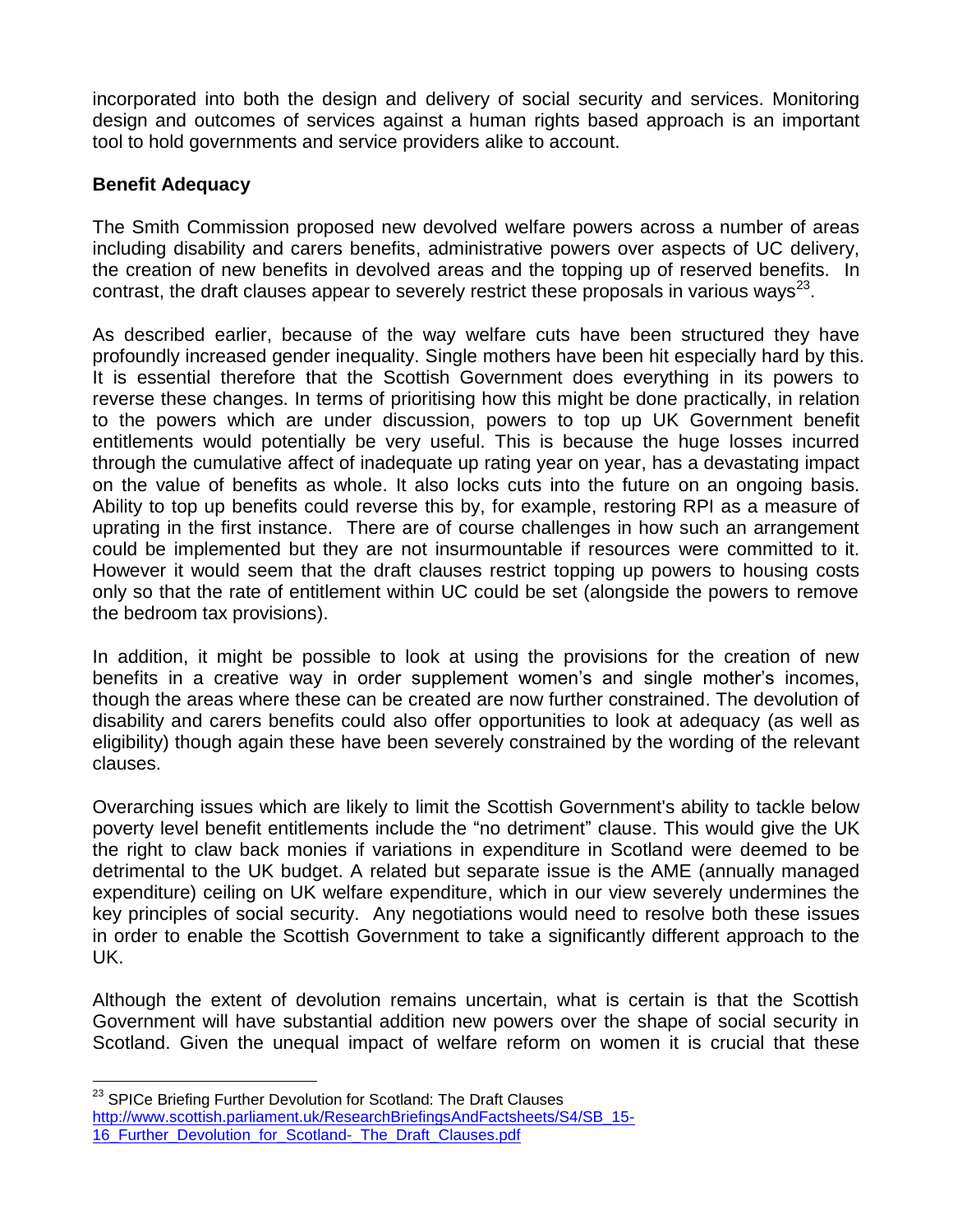incorporated into both the design and delivery of social security and services. Monitoring design and outcomes of services against a human rights based approach is an important tool to hold governments and service providers alike to account.

**Benefit Adequacy**

The Smith Commission proposed new devolved welfare powers across a number of areas including disability and carers benefits, administrative powers over aspects of UC delivery, the creation of new benefits in devolved areas and the topping up of reserved benefits. In contrast, the draft clauses appear to severely restrict these proposals in various ways[23].

As described earlier, because of the way welfare cuts have been structured they have profoundly increased gender inequality. Single mothers have been hit especially hard by this. It is essential therefore that the Scottish Government does everything in its powers to reverse these changes. In terms of prioritising how this might be done practically, in relation to the powers which are under discussion, powers to top up UK Government benefit entitlements would potentially be very useful. This is because the huge losses incurred through the cumulative affect of inadequate up rating year on year, has a devastating impact on the value of benefits as whole. It also locks cuts into the future on an ongoing basis. Ability to top up benefits could reverse this by, for example, restoring RPI as a measure of uprating in the first instance. There are of course challenges in how such an arrangement could be implemented but they are not insurmountable if resources were committed to it. However it would seem that the draft clauses restrict topping up powers to housing costs only so that the rate of entitlement within UC could be set (alongside the powers to remove the bedroom tax provisions).

In addition, it might be possible to look at using the provisions for the creation of new benefits in a creative way in order supplement women's and single mother's incomes, though the areas where these can be created are now further constrained. The devolution of disability and carers benefits could also offer opportunities to look at adequacy (as well as eligibility) though again these have been severely constrained by the wording of the relevant clauses.

Overarching issues which are likely to limit the Scottish Government's ability to tackle below poverty level benefit entitlements include the "no detriment" clause. This would give the UK the right to claw back monies if variations in expenditure in Scotland were deemed to be detrimental to the UK budget. A related but separate issue is the AME (annually managed expenditure) ceiling on UK welfare expenditure, which in our view severely undermines the key principles of social security. Any negotiations would need to resolve both these issues in order to enable the Scottish Government to take a significantly different approach to the UK.

Although the extent of devolution remains uncertain, what is certain is that the Scottish Government will have substantial addition new powers over the shape of social security in Scotland. Given the unequal impact of welfare reform on women it is crucial that these

---

[23] SPICe Briefing Further Devolution for Scotland: The Draft Clauses http://www.scottish.parliament.uk/ResearchBriefingsAndFactsheets/S4/SB_15-16_Further_Devolution_for_Scotland-_The_Draft_Clauses.pdf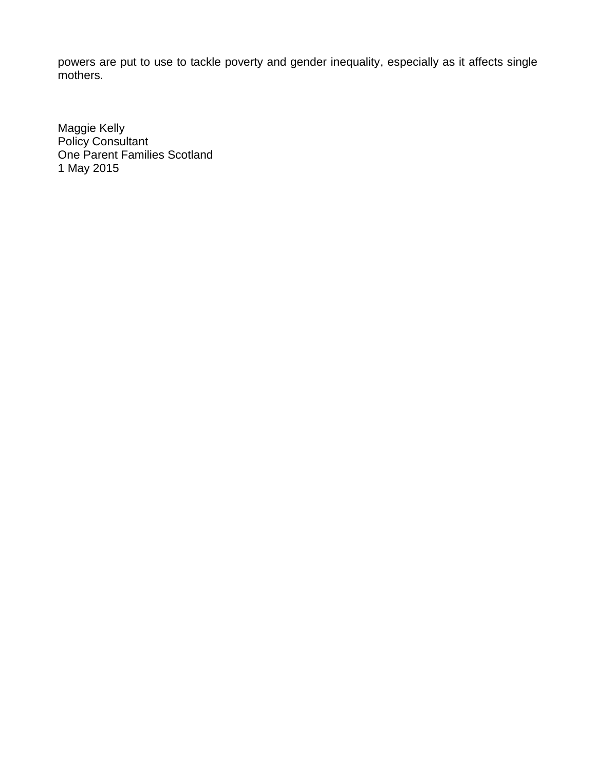powers are put to use to tackle poverty and gender inequality, especially as it affects single mothers.

Maggie Kelly
Policy Consultant
One Parent Families Scotland
1 May 2015